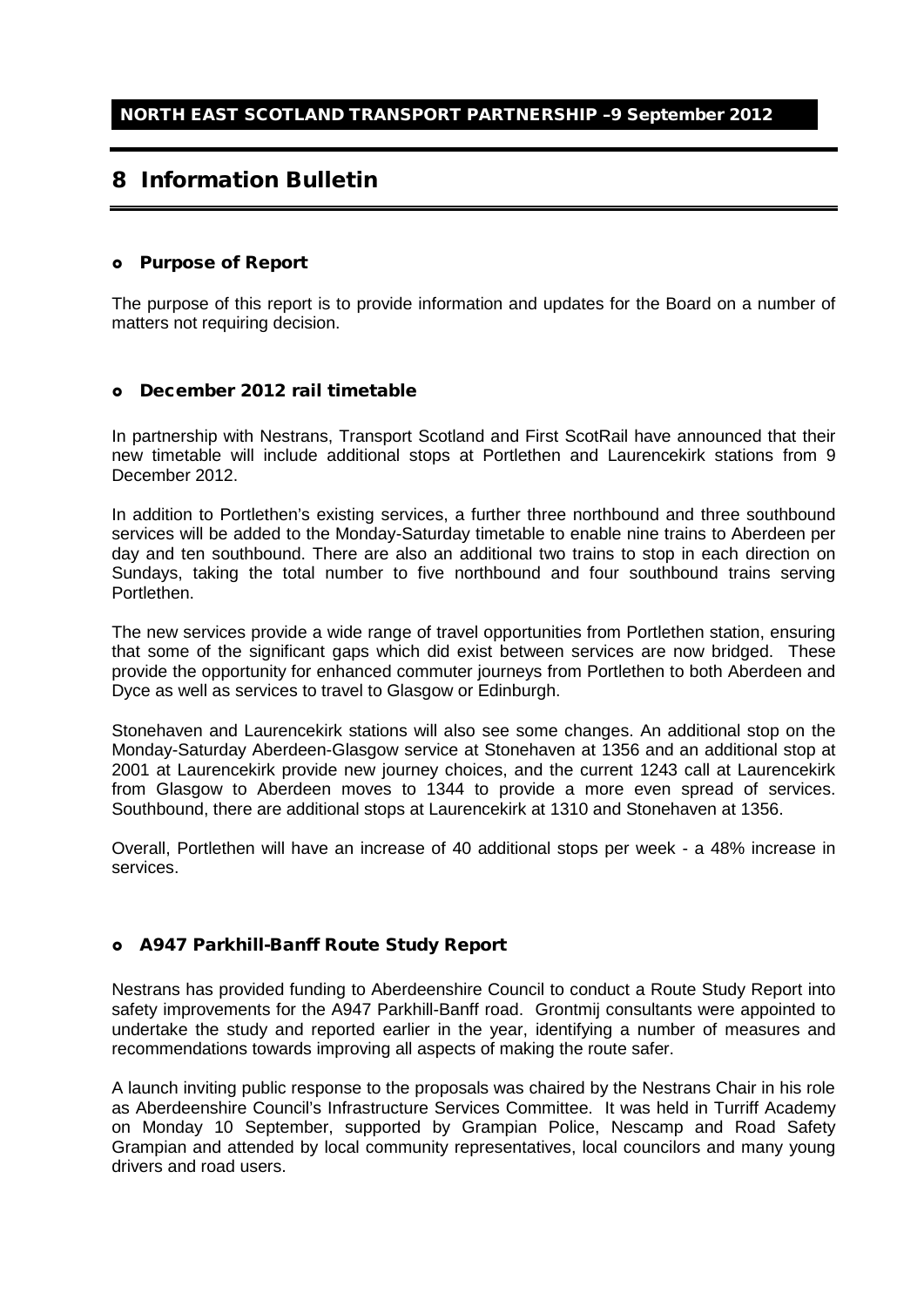NORTH EAST SCOTLAND TRANSPORT PARTNERSHIP –9 September 2012

# 8 Information Bulletin

## Purpose of Report

The purpose of this report is to provide information and updates for the Board on a number of matters not requiring decision.

## December 2012 rail timetable

In partnership with Nestrans, Transport Scotland and First ScotRail have announced that their new timetable will include additional stops at Portlethen and Laurencekirk stations from 9 December 2012.

In addition to Portlethen's existing services, a further three northbound and three southbound services will be added to the Monday-Saturday timetable to enable nine trains to Aberdeen per day and ten southbound. There are also an additional two trains to stop in each direction on Sundays, taking the total number to five northbound and four southbound trains serving Portlethen.

The new services provide a wide range of travel opportunities from Portlethen station, ensuring that some of the significant gaps which did exist between services are now bridged. These provide the opportunity for enhanced commuter journeys from Portlethen to both Aberdeen and Dyce as well as services to travel to Glasgow or Edinburgh.

Stonehaven and Laurencekirk stations will also see some changes. An additional stop on the Monday-Saturday Aberdeen-Glasgow service at Stonehaven at 1356 and an additional stop at 2001 at Laurencekirk provide new journey choices, and the current 1243 call at Laurencekirk from Glasgow to Aberdeen moves to 1344 to provide a more even spread of services. Southbound, there are additional stops at Laurencekirk at 1310 and Stonehaven at 1356.

Overall, Portlethen will have an increase of 40 additional stops per week - a 48% increase in services.

## A947 Parkhill-Banff Route Study Report

Nestrans has provided funding to Aberdeenshire Council to conduct a Route Study Report into safety improvements for the A947 Parkhill-Banff road. Grontmij consultants were appointed to undertake the study and reported earlier in the year, identifying a number of measures and recommendations towards improving all aspects of making the route safer.

A launch inviting public response to the proposals was chaired by the Nestrans Chair in his role as Aberdeenshire Council's Infrastructure Services Committee. It was held in Turriff Academy on Monday 10 September, supported by Grampian Police, Nescamp and Road Safety Grampian and attended by local community representatives, local councilors and many young drivers and road users.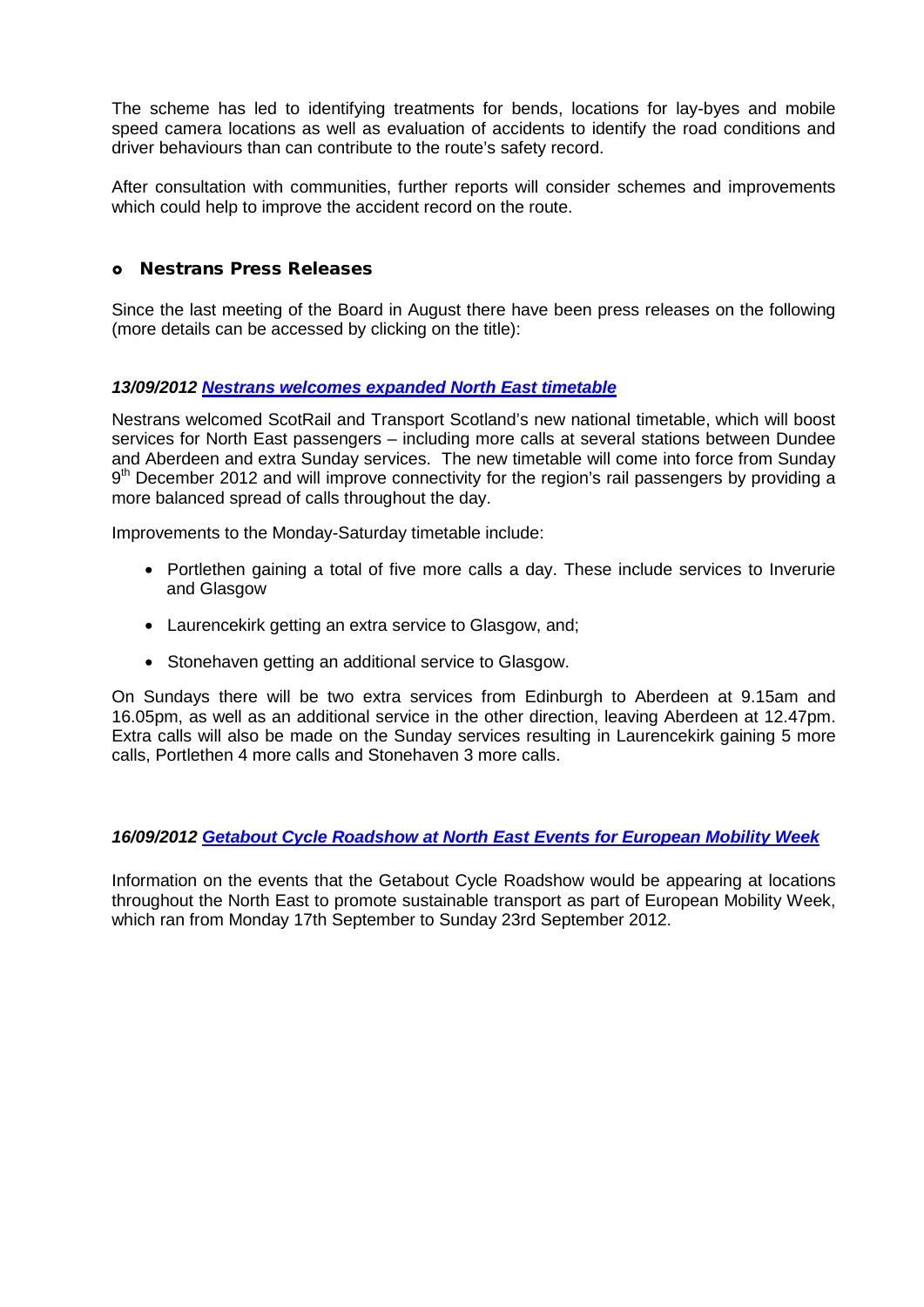The scheme has led to identifying treatments for bends, locations for lay-byes and mobile speed camera locations as well as evaluation of accidents to identify the road conditions and driver behaviours than can contribute to the route's safety record.

After consultation with communities, further reports will consider schemes and improvements which could help to improve the accident record on the route.

## Nestrans Press Releases

Since the last meeting of the Board in August there have been press releases on the following (more details can be accessed by clicking on the title):

### ***13/09/2012 [Nestrans welcomes expanded North East timetable]()***

Nestrans welcomed ScotRail and Transport Scotland's new national timetable, which will boost services for North East passengers – including more calls at several stations between Dundee and Aberdeen and extra Sunday services. The new timetable will come into force from Sunday 9th December 2012 and will improve connectivity for the region's rail passengers by providing a more balanced spread of calls throughout the day.

Improvements to the Monday-Saturday timetable include:

- Portlethen gaining a total of five more calls a day. These include services to Inverurie and Glasgow
- Laurencekirk getting an extra service to Glasgow, and;
- Stonehaven getting an additional service to Glasgow.

On Sundays there will be two extra services from Edinburgh to Aberdeen at 9.15am and 16.05pm, as well as an additional service in the other direction, leaving Aberdeen at 12.47pm. Extra calls will also be made on the Sunday services resulting in Laurencekirk gaining 5 more calls, Portlethen 4 more calls and Stonehaven 3 more calls.

### ***16/09/2012 [Getabout Cycle Roadshow at North East Events for European Mobility Week]()***

Information on the events that the Getabout Cycle Roadshow would be appearing at locations throughout the North East to promote sustainable transport as part of European Mobility Week, which ran from Monday 17th September to Sunday 23rd September 2012.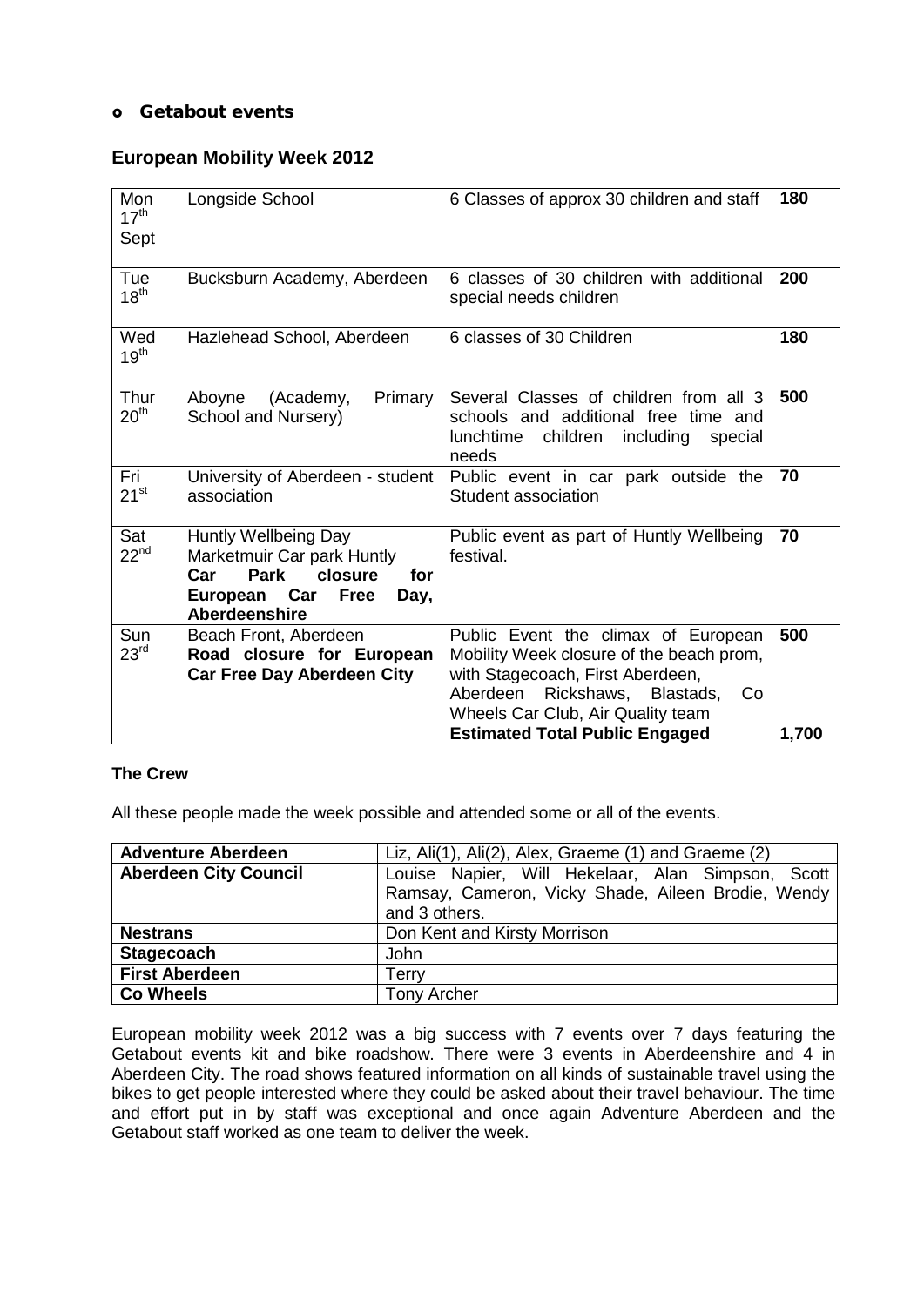- **Getabout events**

### European Mobility Week 2012

| | | | |
|---|---|---|---|
| Mon 17th Sept | Longside School | 6 Classes of approx 30 children and staff | **180** |
| Tue 18th | Bucksburn Academy, Aberdeen | 6 classes of 30 children with additional special needs children | **200** |
| Wed 19th | Hazlehead School, Aberdeen | 6 classes of 30 Children | **180** |
| Thur 20th | Aboyne (Academy, Primary School and Nursery) | Several Classes of children from all 3 schools and additional free time and lunchtime children including special needs | **500** |
| Fri 21st | University of Aberdeen - student association | Public event in car park outside the Student association | **70** |
| Sat 22nd | Huntly Wellbeing Day Marketmuir Car park Huntly **Car Park closure for European Car Free Day, Aberdeenshire** | Public event as part of Huntly Wellbeing festival. | **70** |
| Sun 23rd | Beach Front, Aberdeen **Road closure for European Car Free Day Aberdeen City** | Public Event the climax of European Mobility Week closure of the beach prom, with Stagecoach, First Aberdeen, Aberdeen Rickshaws, Blastads, Co Wheels Car Club, Air Quality team | **500** |
| | | **Estimated Total Public Engaged** | **1,700** |

**The Crew**

All these people made the week possible and attended some or all of the events.

| | |
|---|---|
| **Adventure Aberdeen** | Liz, Ali(1), Ali(2), Alex, Graeme (1) and Graeme (2) |
| **Aberdeen City Council** | Louise Napier, Will Hekelaar, Alan Simpson, Scott Ramsay, Cameron, Vicky Shade, Aileen Brodie, Wendy and 3 others. |
| **Nestrans** | Don Kent and Kirsty Morrison |
| **Stagecoach** | John |
| **First Aberdeen** | Terry |
| **Co Wheels** | Tony Archer |

European mobility week 2012 was a big success with 7 events over 7 days featuring the Getabout events kit and bike roadshow. There were 3 events in Aberdeenshire and 4 in Aberdeen City. The road shows featured information on all kinds of sustainable travel using the bikes to get people interested where they could be asked about their travel behaviour. The time and effort put in by staff was exceptional and once again Adventure Aberdeen and the Getabout staff worked as one team to deliver the week.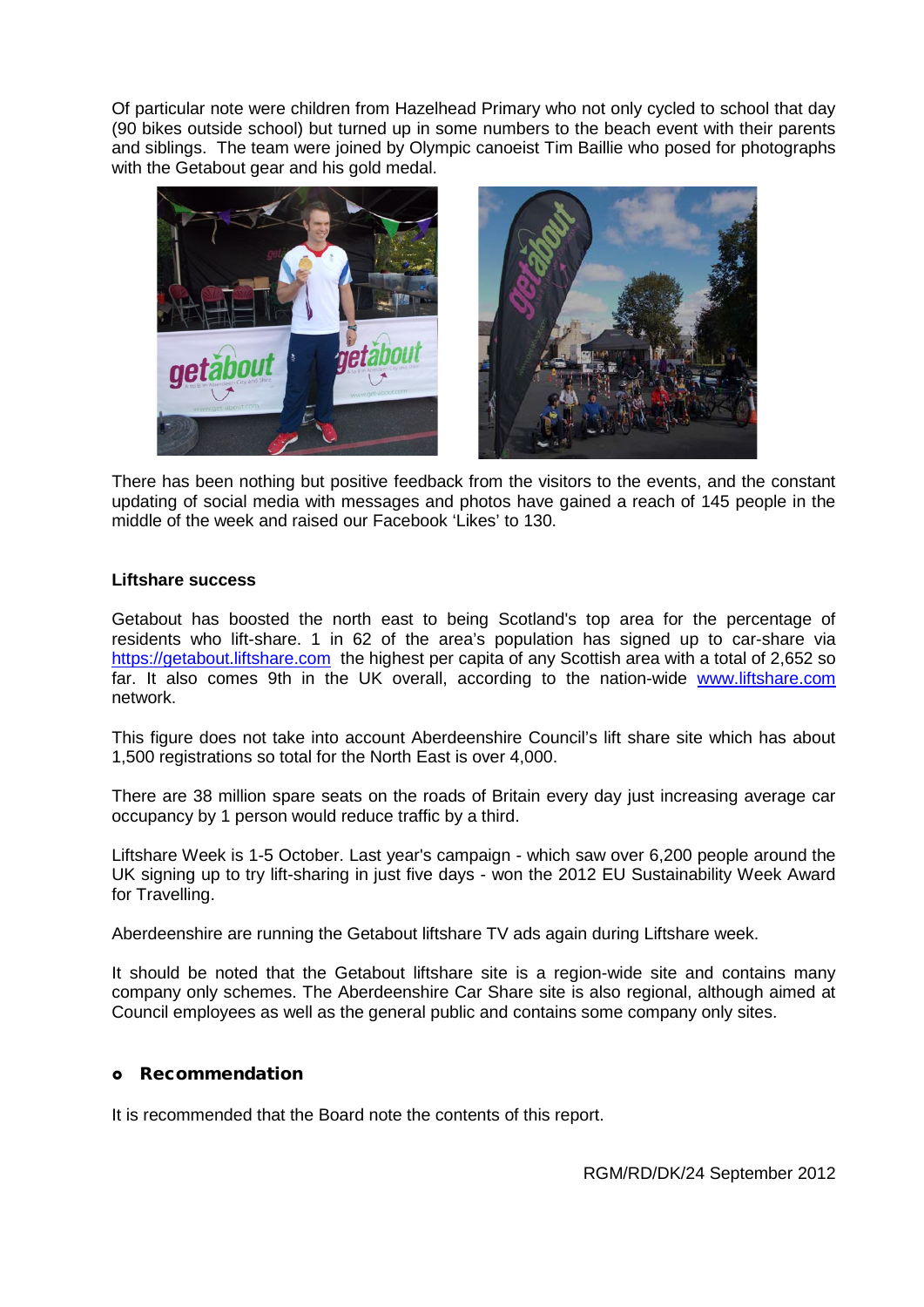Of particular note were children from Hazelhead Primary who not only cycled to school that day (90 bikes outside school) but turned up in some numbers to the beach event with their parents and siblings. The team were joined by Olympic canoeist Tim Baillie who posed for photographs with the Getabout gear and his gold medal.

There has been nothing but positive feedback from the visitors to the events, and the constant updating of social media with messages and photos have gained a reach of 145 people in the middle of the week and raised our Facebook 'Likes' to 130.

**Liftshare success**

Getabout has boosted the north east to being Scotland's top area for the percentage of residents who lift-share. 1 in 62 of the area's population has signed up to car-share via https://getabout.liftshare.com the highest per capita of any Scottish area with a total of 2,652 so far. It also comes 9th in the UK overall, according to the nation-wide www.liftshare.com network.

This figure does not take into account Aberdeenshire Council's lift share site which has about 1,500 registrations so total for the North East is over 4,000.

There are 38 million spare seats on the roads of Britain every day just increasing average car occupancy by 1 person would reduce traffic by a third.

Liftshare Week is 1-5 October. Last year's campaign - which saw over 6,200 people around the UK signing up to try lift-sharing in just five days - won the 2012 EU Sustainability Week Award for Travelling.

Aberdeenshire are running the Getabout liftshare TV ads again during Liftshare week.

It should be noted that the Getabout liftshare site is a region-wide site and contains many company only schemes. The Aberdeenshire Car Share site is also regional, although aimed at Council employees as well as the general public and contains some company only sites.

- **Recommendation**

It is recommended that the Board note the contents of this report.

RGM/RD/DK/24 September 2012